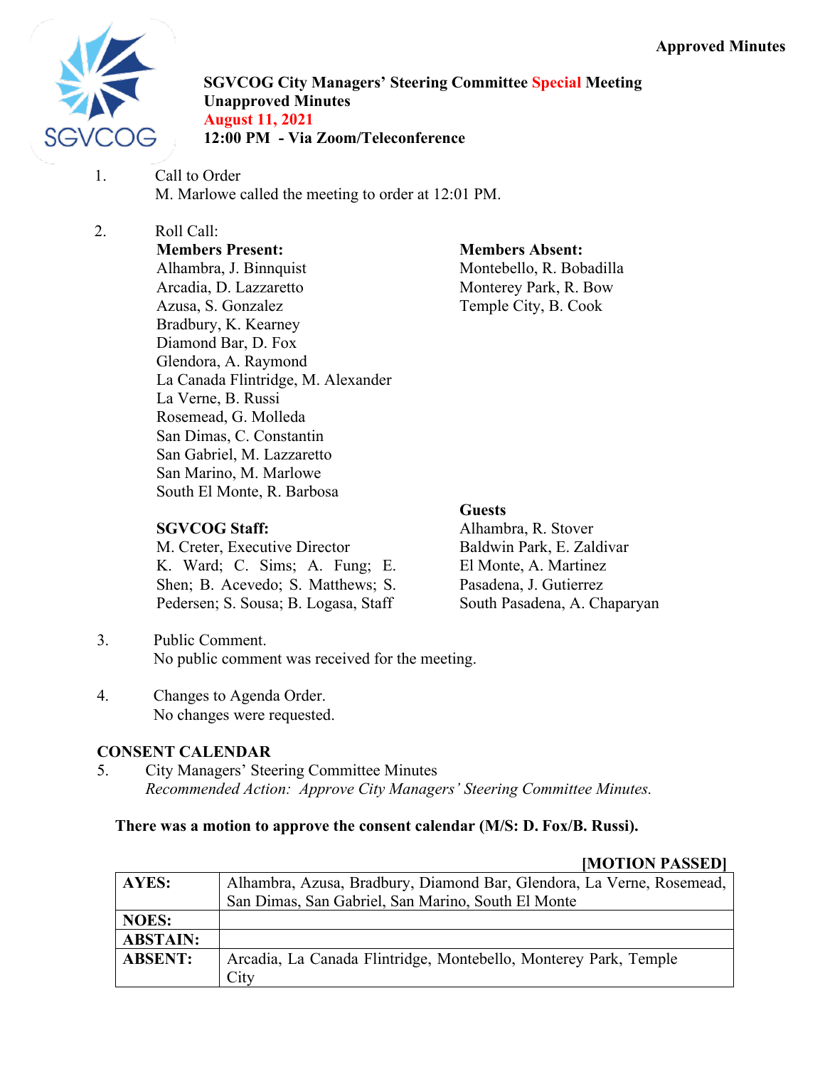Approved Minutes

# SGVCOG City Managers' Steering Committee Special Meeting
**Unapproved Minutes**
**August 11, 2021**
**12:00 PM - Via Zoom/Teleconference**

1. Call to Order
   M. Marlowe called the meeting to order at 12:01 PM.

2. Roll Call:

   **Members Present:**
   Alhambra, J. Binnquist
   Arcadia, D. Lazzaretto
   Azusa, S. Gonzalez
   Bradbury, K. Kearney
   Diamond Bar, D. Fox
   Glendora, A. Raymond
   La Canada Flintridge, M. Alexander
   La Verne, B. Russi
   Rosemead, G. Molleda
   San Dimas, C. Constantin
   San Gabriel, M. Lazzaretto
   San Marino, M. Marlowe
   South El Monte, R. Barbosa

   **Members Absent:**
   Montebello, R. Bobadilla
   Monterey Park, R. Bow
   Temple City, B. Cook

   **SGVCOG Staff:**
   M. Creter, Executive Director
   K. Ward; C. Sims; A. Fung; E. Shen; B. Acevedo; S. Matthews; S. Pedersen; S. Sousa; B. Logasa, Staff

   **Guests**
   Alhambra, R. Stover
   Baldwin Park, E. Zaldivar
   El Monte, A. Martinez
   Pasadena, J. Gutierrez
   South Pasadena, A. Chaparyan

3. Public Comment.
   No public comment was received for the meeting.

4. Changes to Agenda Order.
   No changes were requested.

## CONSENT CALENDAR

5. City Managers' Steering Committee Minutes
   *Recommended Action: Approve City Managers' Steering Committee Minutes.*

**There was a motion to approve the consent calendar (M/S: D. Fox/B. Russi).**

**[MOTION PASSED]**

| | |
|---|---|
| **AYES:** | Alhambra, Azusa, Bradbury, Diamond Bar, Glendora, La Verne, Rosemead, San Dimas, San Gabriel, San Marino, South El Monte |
| **NOES:** | |
| **ABSTAIN:** | |
| **ABSENT:** | Arcadia, La Canada Flintridge, Montebello, Monterey Park, Temple City |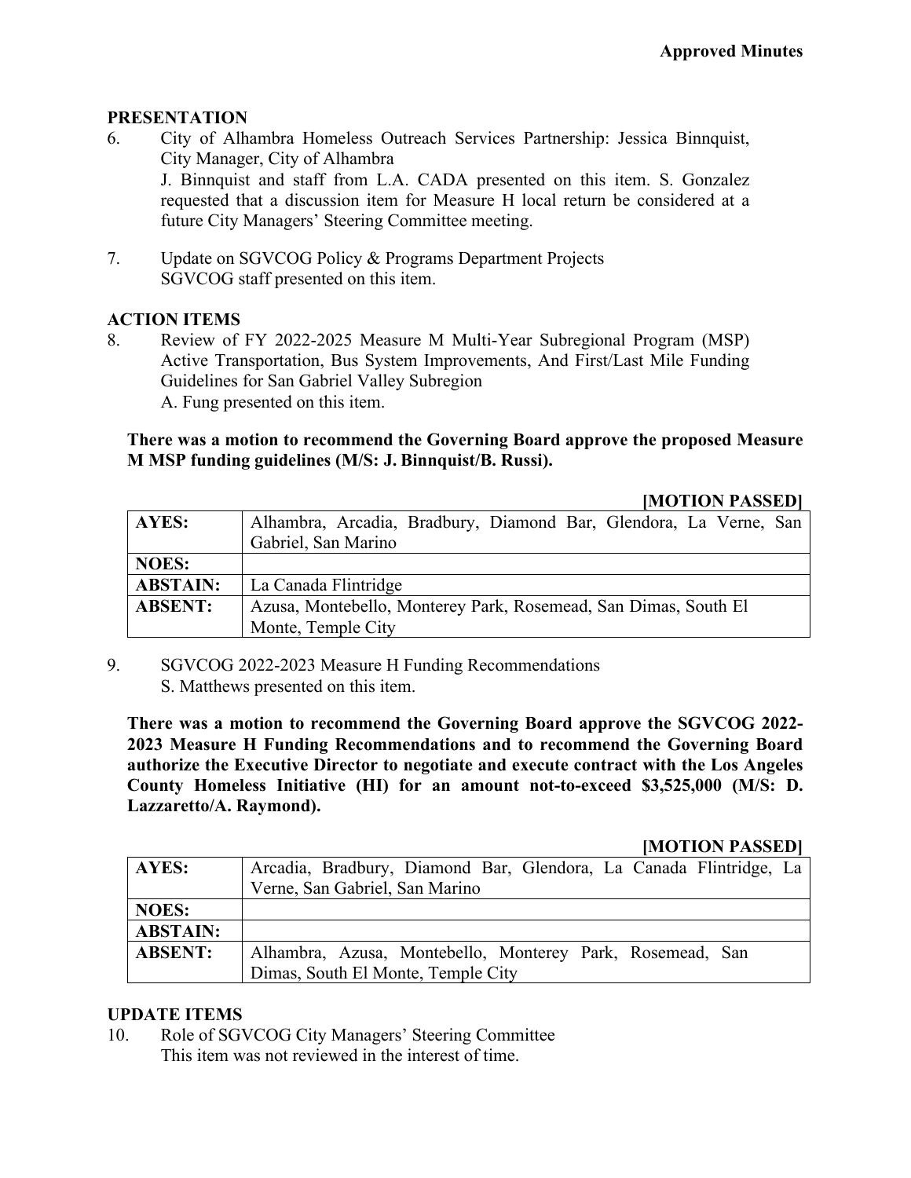**Approved Minutes**

**PRESENTATION**

6. City of Alhambra Homeless Outreach Services Partnership: Jessica Binnquist, City Manager, City of Alhambra
   J. Binnquist and staff from L.A. CADA presented on this item. S. Gonzalez requested that a discussion item for Measure H local return be considered at a future City Managers' Steering Committee meeting.

7. Update on SGVCOG Policy & Programs Department Projects
   SGVCOG staff presented on this item.

**ACTION ITEMS**

8. Review of FY 2022-2025 Measure M Multi-Year Subregional Program (MSP) Active Transportation, Bus System Improvements, And First/Last Mile Funding Guidelines for San Gabriel Valley Subregion
   A. Fung presented on this item.

**There was a motion to recommend the Governing Board approve the proposed Measure M MSP funding guidelines (M/S: J. Binnquist/B. Russi).**

**[MOTION PASSED]**

| | |
|---|---|
| **AYES:** | Alhambra, Arcadia, Bradbury, Diamond Bar, Glendora, La Verne, San Gabriel, San Marino |
| **NOES:** | |
| **ABSTAIN:** | La Canada Flintridge |
| **ABSENT:** | Azusa, Montebello, Monterey Park, Rosemead, San Dimas, South El Monte, Temple City |

9. SGVCOG 2022-2023 Measure H Funding Recommendations
   S. Matthews presented on this item.

**There was a motion to recommend the Governing Board approve the SGVCOG 2022-2023 Measure H Funding Recommendations and to recommend the Governing Board authorize the Executive Director to negotiate and execute contract with the Los Angeles County Homeless Initiative (HI) for an amount not-to-exceed $3,525,000 (M/S: D. Lazzaretto/A. Raymond).**

**[MOTION PASSED]**

| | |
|---|---|
| **AYES:** | Arcadia, Bradbury, Diamond Bar, Glendora, La Canada Flintridge, La Verne, San Gabriel, San Marino |
| **NOES:** | |
| **ABSTAIN:** | |
| **ABSENT:** | Alhambra, Azusa, Montebello, Monterey Park, Rosemead, San Dimas, South El Monte, Temple City |

**UPDATE ITEMS**

10. Role of SGVCOG City Managers' Steering Committee
    This item was not reviewed in the interest of time.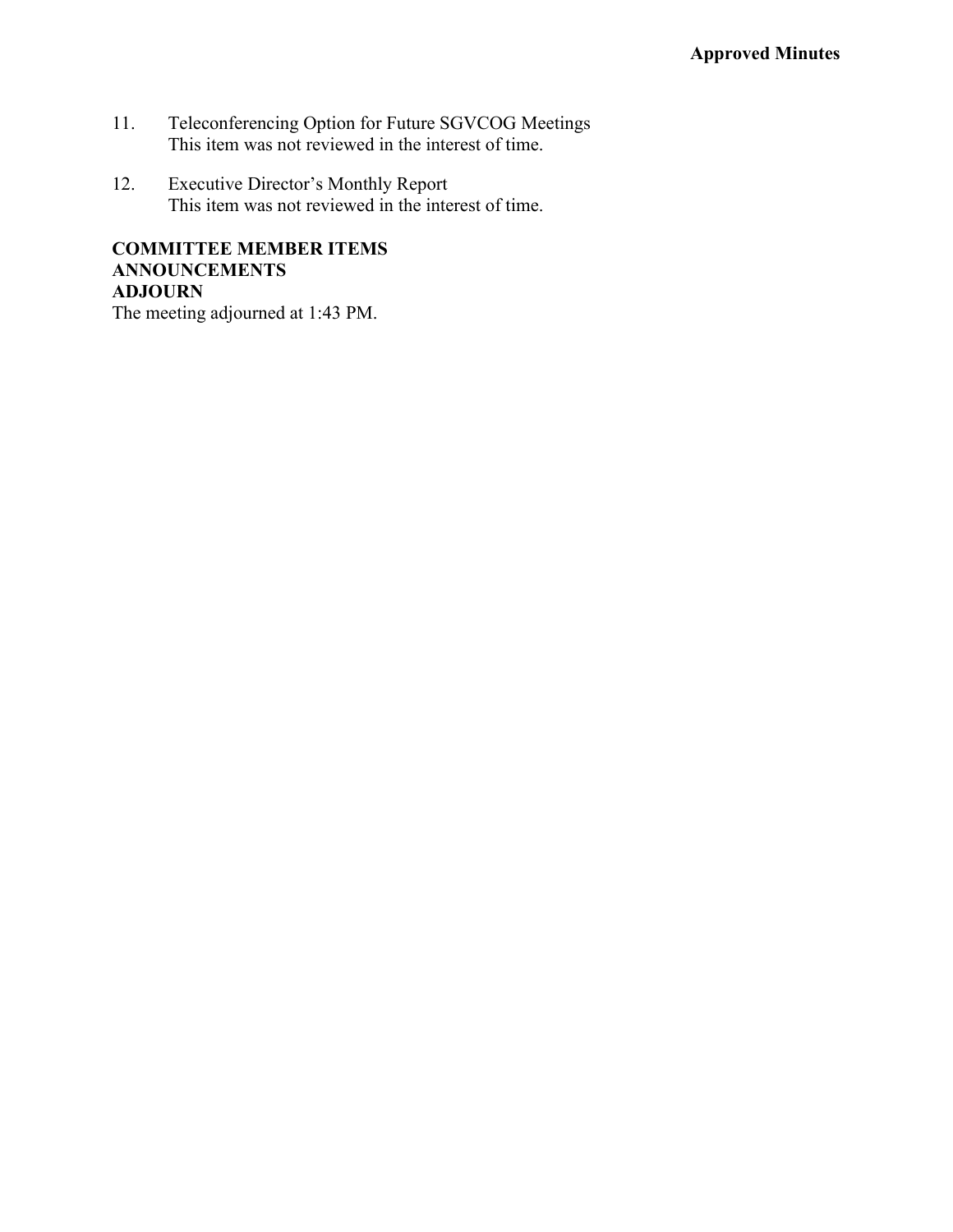**Approved Minutes**

11. Teleconferencing Option for Future SGVCOG Meetings
    This item was not reviewed in the interest of time.

12. Executive Director's Monthly Report
    This item was not reviewed in the interest of time.

**COMMITTEE MEMBER ITEMS**

**ANNOUNCEMENTS**

**ADJOURN**

The meeting adjourned at 1:43 PM.